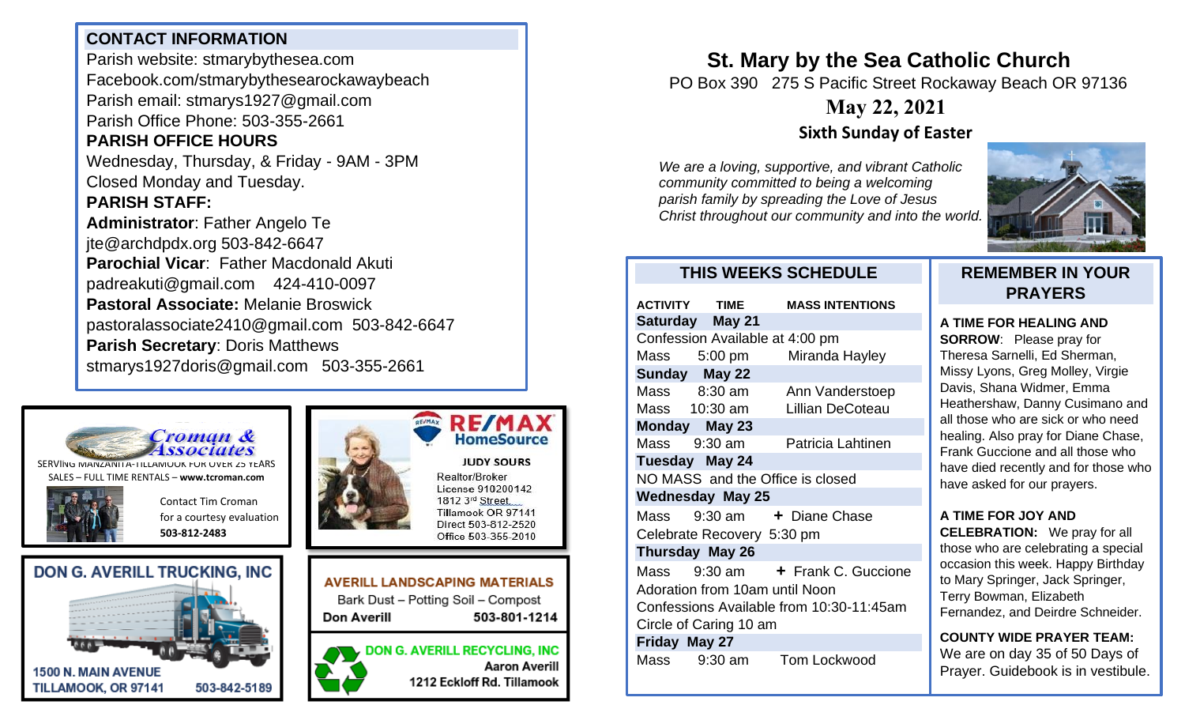# St. Mary by the Sea Catholic Church

PO Box 390 275 S Pacific Street Rockaway Beach OR 97136

## May 22, 2021

### Sixth Sunday of Easter

*We are a loving, supportive, and vibrant Catholic community committed to being a welcoming parish family by spreading the Love of Jesus Christ throughout our community and into the world.*

## CONTACT INFORMATION

Parish website: stmarybythesea.com
Facebook.com/stmarybythesearockawaybeach
Parish email: stmarys1927@gmail.com
Parish Office Phone: 503-355-2661

**PARISH OFFICE HOURS**

Wednesday, Thursday, & Friday - 9AM - 3PM
Closed Monday and Tuesday.

**PARISH STAFF:**

**Administrator**: Father Angelo Te
jte@archdpdx.org 503-842-6647

**Parochial Vicar**: Father Macdonald Akuti
padreakuti@gmail.com 424-410-0097

**Pastoral Associate:** Melanie Broswick
pastoralassociate2410@gmail.com 503-842-6647

**Parish Secretary**: Doris Matthews
stmarys1927doris@gmail.com 503-355-2661

## THIS WEEKS SCHEDULE

| ACTIVITY | TIME | MASS INTENTIONS |
|---|---|---|
| **Saturday May 21** | | |
| Confession Available at 4:00 pm | | |
| Mass | 5:00 pm | Miranda Hayley |
| **Sunday May 22** | | |
| Mass | 8:30 am | Ann Vanderstoep |
| Mass | 10:30 am | Lillian DeCoteau |
| **Monday May 23** | | |
| Mass | 9:30 am | Patricia Lahtinen |
| **Tuesday May 24** | | |
| NO MASS and the Office is closed | | |
| **Wednesday May 25** | | |
| Mass | 9:30 am | + Diane Chase |
| Celebrate Recovery 5:30 pm | | |
| **Thursday May 26** | | |
| Mass | 9:30 am | + Frank C. Guccione |
| Adoration from 10am until Noon | | |
| Confessions Available from 10:30-11:45am | | |
| Circle of Caring 10 am | | |
| **Friday May 27** | | |
| Mass | 9:30 am | Tom Lockwood |

## REMEMBER IN YOUR PRAYERS

**A TIME FOR HEALING AND SORROW**: Please pray for Theresa Sarnelli, Ed Sherman, Missy Lyons, Greg Molley, Virgie Davis, Shana Widmer, Emma Heathershaw, Danny Cusimano and all those who are sick or who need healing. Also pray for Diane Chase, Frank Guccione and all those who have died recently and for those who have asked for our prayers.

**A TIME FOR JOY AND CELEBRATION:** We pray for all those who are celebrating a special occasion this week. Happy Birthday to Mary Springer, Jack Springer, Terry Bowman, Elizabeth Fernandez, and Deirdre Schneider.

**COUNTY WIDE PRAYER TEAM:** We are on day 35 of 50 Days of Prayer. Guidebook is in vestibule.

---

**Croman & Associates**
SERVING MANZANITA-TILLAMOOK FOR OVER 25 YEARS
SALES – FULL TIME RENTALS – **www.tcroman.com**
Contact Tim Croman for a courtesy evaluation
**503-812-2483**

**RE/MAX HomeSource**
**JUDY SOURS**
Realtor/Broker
License 910200142
1812 3rd Street
Tillamook OR 97141
Direct 503-812-2520
Office 503-355-2010

**DON G. AVERILL TRUCKING, INC**
1500 N. MAIN AVENUE
TILLAMOOK, OR 97141 503-842-5189

**AVERILL LANDSCAPING MATERIALS**
Bark Dust – Potting Soil – Compost
**Don Averill 503-801-1214**

**DON G. AVERILL RECYCLING, INC**
**Aaron Averill**
**1212 Eckloff Rd. Tillamook**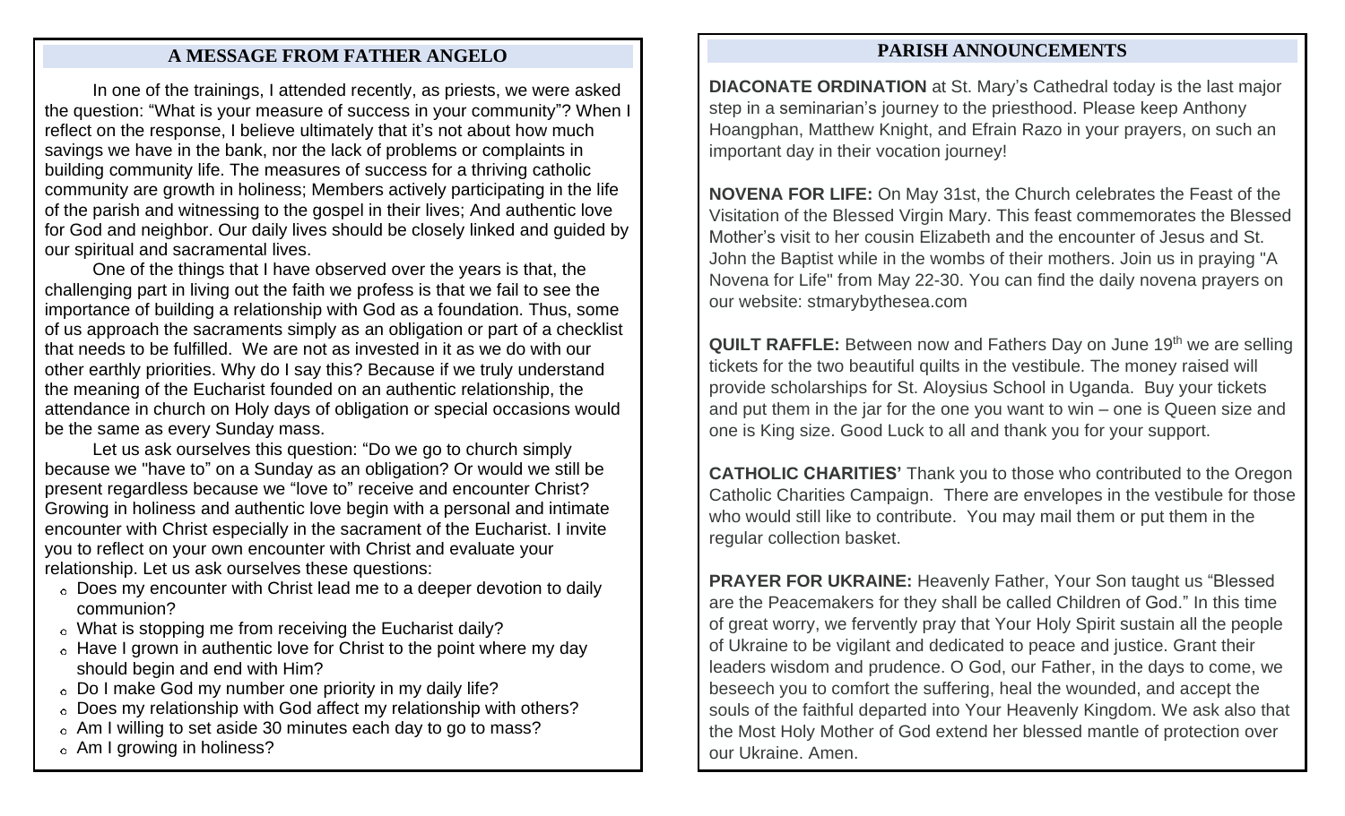## A MESSAGE FROM FATHER ANGELO

In one of the trainings, I attended recently, as priests, we were asked the question: "What is your measure of success in your community"? When I reflect on the response, I believe ultimately that it's not about how much savings we have in the bank, nor the lack of problems or complaints in building community life. The measures of success for a thriving catholic community are growth in holiness; Members actively participating in the life of the parish and witnessing to the gospel in their lives; And authentic love for God and neighbor. Our daily lives should be closely linked and guided by our spiritual and sacramental lives.

One of the things that I have observed over the years is that, the challenging part in living out the faith we profess is that we fail to see the importance of building a relationship with God as a foundation. Thus, some of us approach the sacraments simply as an obligation or part of a checklist that needs to be fulfilled. We are not as invested in it as we do with our other earthly priorities. Why do I say this? Because if we truly understand the meaning of the Eucharist founded on an authentic relationship, the attendance in church on Holy days of obligation or special occasions would be the same as every Sunday mass.

Let us ask ourselves this question: "Do we go to church simply because we "have to" on a Sunday as an obligation? Or would we still be present regardless because we "love to" receive and encounter Christ? Growing in holiness and authentic love begin with a personal and intimate encounter with Christ especially in the sacrament of the Eucharist. I invite you to reflect on your own encounter with Christ and evaluate your relationship. Let us ask ourselves these questions:

- Does my encounter with Christ lead me to a deeper devotion to daily communion?
- What is stopping me from receiving the Eucharist daily?
- Have I grown in authentic love for Christ to the point where my day should begin and end with Him?
- Do I make God my number one priority in my daily life?
- Does my relationship with God affect my relationship with others?
- Am I willing to set aside 30 minutes each day to go to mass?
- Am I growing in holiness?

## PARISH ANNOUNCEMENTS

**DIACONATE ORDINATION** at St. Mary's Cathedral today is the last major step in a seminarian's journey to the priesthood. Please keep Anthony Hoangphan, Matthew Knight, and Efrain Razo in your prayers, on such an important day in their vocation journey!

**NOVENA FOR LIFE:** On May 31st, the Church celebrates the Feast of the Visitation of the Blessed Virgin Mary. This feast commemorates the Blessed Mother's visit to her cousin Elizabeth and the encounter of Jesus and St. John the Baptist while in the wombs of their mothers. Join us in praying "A Novena for Life" from May 22-30. You can find the daily novena prayers on our website: stmarybythesea.com

**QUILT RAFFLE:** Between now and Fathers Day on June 19th we are selling tickets for the two beautiful quilts in the vestibule. The money raised will provide scholarships for St. Aloysius School in Uganda. Buy your tickets and put them in the jar for the one you want to win – one is Queen size and one is King size. Good Luck to all and thank you for your support.

**CATHOLIC CHARITIES'** Thank you to those who contributed to the Oregon Catholic Charities Campaign. There are envelopes in the vestibule for those who would still like to contribute. You may mail them or put them in the regular collection basket.

**PRAYER FOR UKRAINE:** Heavenly Father, Your Son taught us "Blessed are the Peacemakers for they shall be called Children of God." In this time of great worry, we fervently pray that Your Holy Spirit sustain all the people of Ukraine to be vigilant and dedicated to peace and justice. Grant their leaders wisdom and prudence. O God, our Father, in the days to come, we beseech you to comfort the suffering, heal the wounded, and accept the souls of the faithful departed into Your Heavenly Kingdom. We ask also that the Most Holy Mother of God extend her blessed mantle of protection over our Ukraine. Amen.